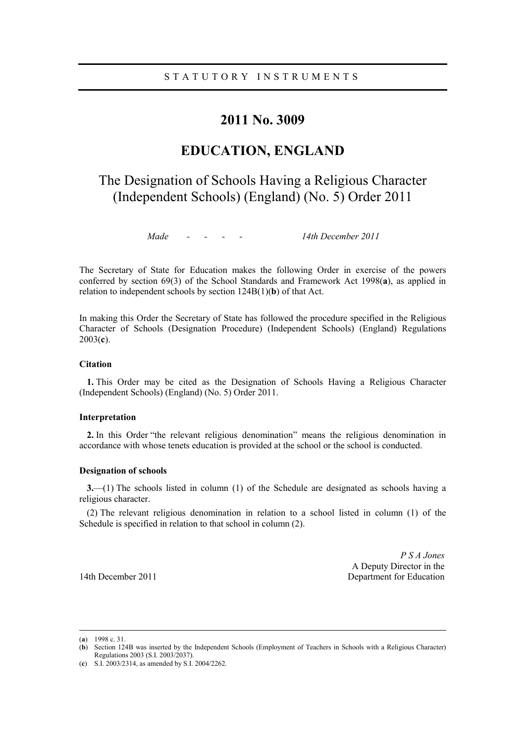STATUTORY INSTRUMENTS

# 2011 No. 3009

## EDUCATION, ENGLAND

## The Designation of Schools Having a Religious Character (Independent Schools) (England) (No. 5) Order 2011

*Made* - - - - *14th December 2011*

The Secretary of State for Education makes the following Order in exercise of the powers conferred by section 69(3) of the School Standards and Framework Act 1998(**a**), as applied in relation to independent schools by section 124B(1)(**b**) of that Act.

In making this Order the Secretary of State has followed the procedure specified in the Religious Character of Schools (Designation Procedure) (Independent Schools) (England) Regulations 2003(**c**).

### Citation

**1.** This Order may be cited as the Designation of Schools Having a Religious Character (Independent Schools) (England) (No. 5) Order 2011.

### Interpretation

**2.** In this Order "the relevant religious denomination" means the religious denomination in accordance with whose tenets education is provided at the school or the school is conducted.

### Designation of schools

**3.**—(1) The schools listed in column (1) of the Schedule are designated as schools having a religious character.

(2) The relevant religious denomination in relation to a school listed in column (1) of the Schedule is specified in relation to that school in column (2).

*P S A Jones*
A Deputy Director in the
Department for Education

14th December 2011

---

(**a**) 1998 c. 31.
(**b**) Section 124B was inserted by the Independent Schools (Employment of Teachers in Schools with a Religious Character) Regulations 2003 (S.I. 2003/2037).
(**c**) S.I. 2003/2314, as amended by S.I. 2004/2262.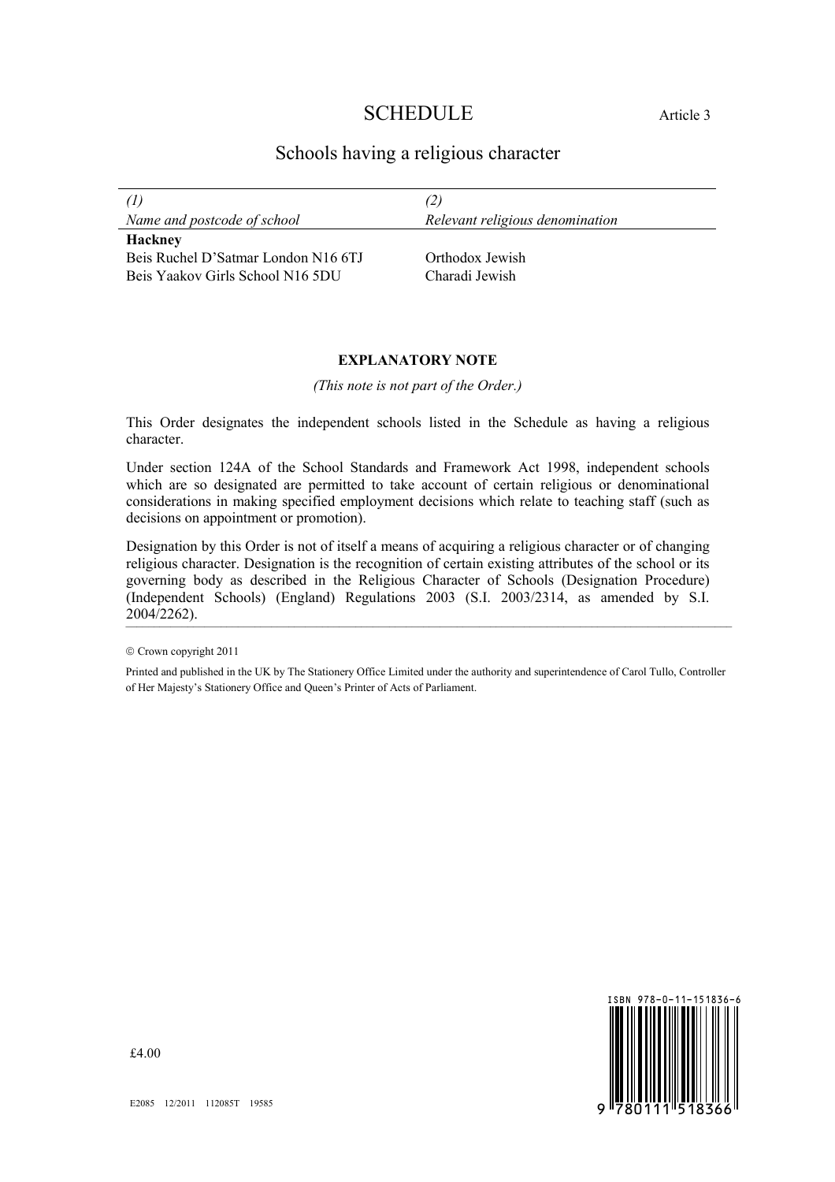# SCHEDULE

Article 3

## Schools having a religious character

| (1) *Name and postcode of school* | (2) *Relevant religious denomination* |
|---|---|
| **Hackney** | |
| Beis Ruchel D'Satmar London N16 6TJ | Orthodox Jewish |
| Beis Yaakov Girls School N16 5DU | Charadi Jewish |

### EXPLANATORY NOTE

*(This note is not part of the Order.)*

This Order designates the independent schools listed in the Schedule as having a religious character.

Under section 124A of the School Standards and Framework Act 1998, independent schools which are so designated are permitted to take account of certain religious or denominational considerations in making specified employment decisions which relate to teaching staff (such as decisions on appointment or promotion).

Designation by this Order is not of itself a means of acquiring a religious character or of changing religious character. Designation is the recognition of certain existing attributes of the school or its governing body as described in the Religious Character of Schools (Designation Procedure) (Independent Schools) (England) Regulations 2003 (S.I. 2003/2314, as amended by S.I. 2004/2262).

© Crown copyright 2011

Printed and published in the UK by The Stationery Office Limited under the authority and superintendence of Carol Tullo, Controller of Her Majesty's Stationery Office and Queen's Printer of Acts of Parliament.

£4.00

ISBN 978-0-11-151836-6

E2085 12/2011 112085T 19585